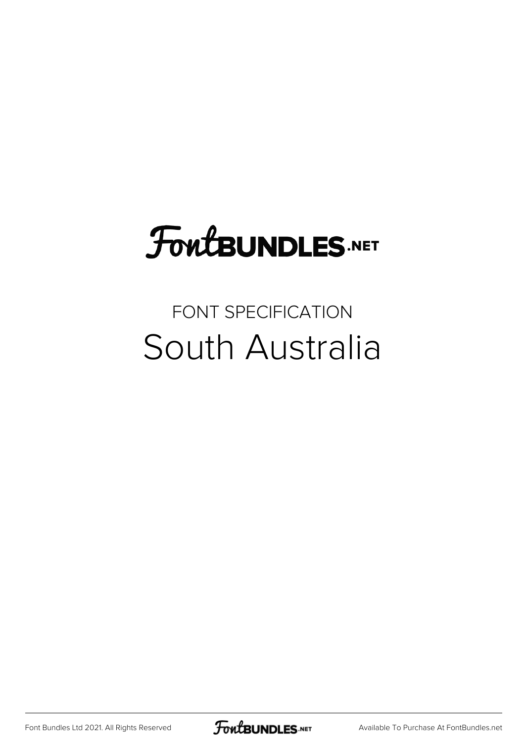# FontBUNDLES.NET

FONT SPECIFICATION

## South Australia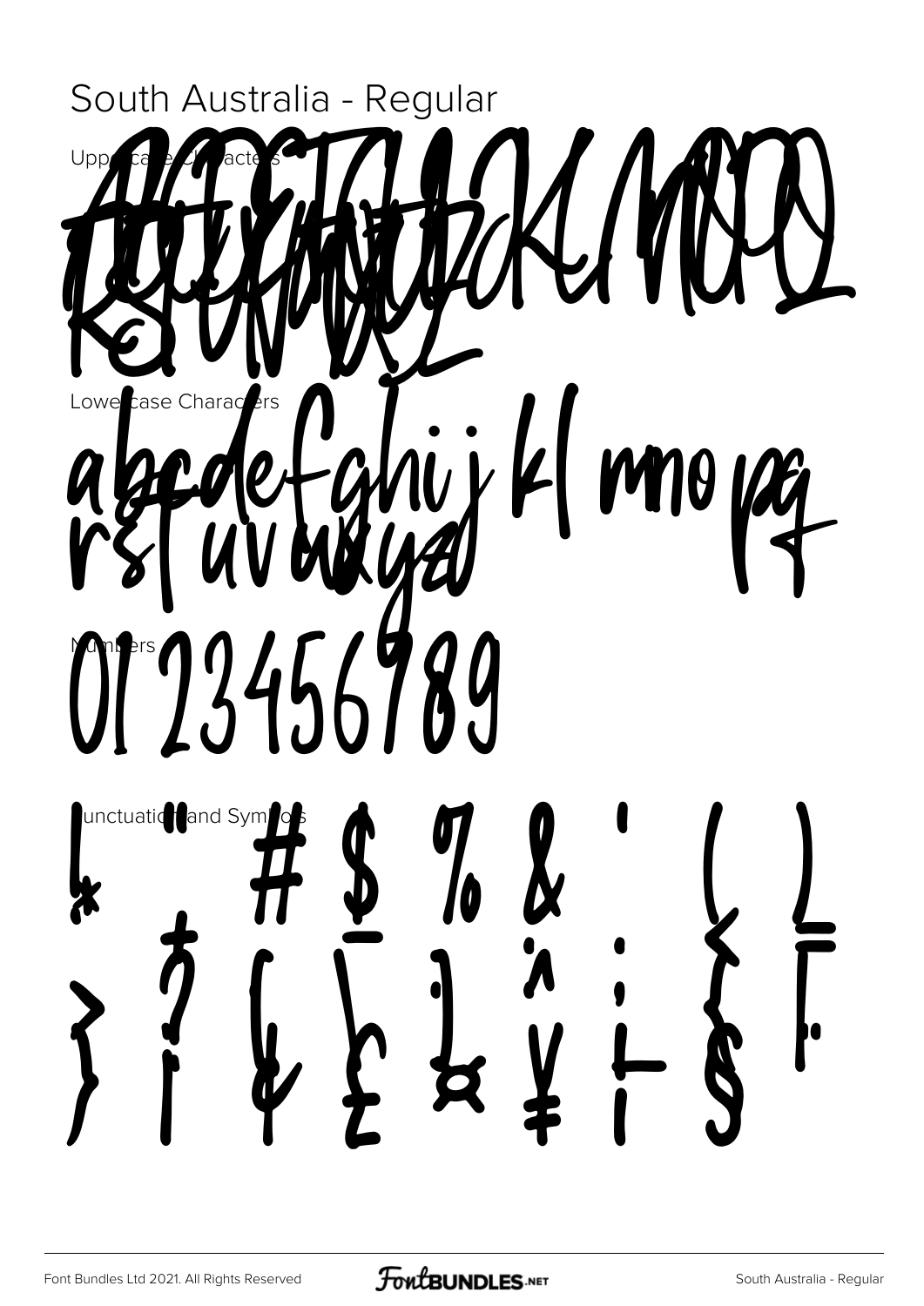# South Australia - Regular

Uppercase Characters

ABCDEFGHIJKLMNOPQ
RSTUVWXYZ

Lowercase Characters

abcdefghijklmnopq
rstuvwxyz

Numbers

0123456789

Punctuation and Symbols

! " # $ % & ' ( )
* + , - . / : ; < =
> ? [ \ ] ^ _ ` { |
} ~ ¢ £ ¤ ¥ ¦ §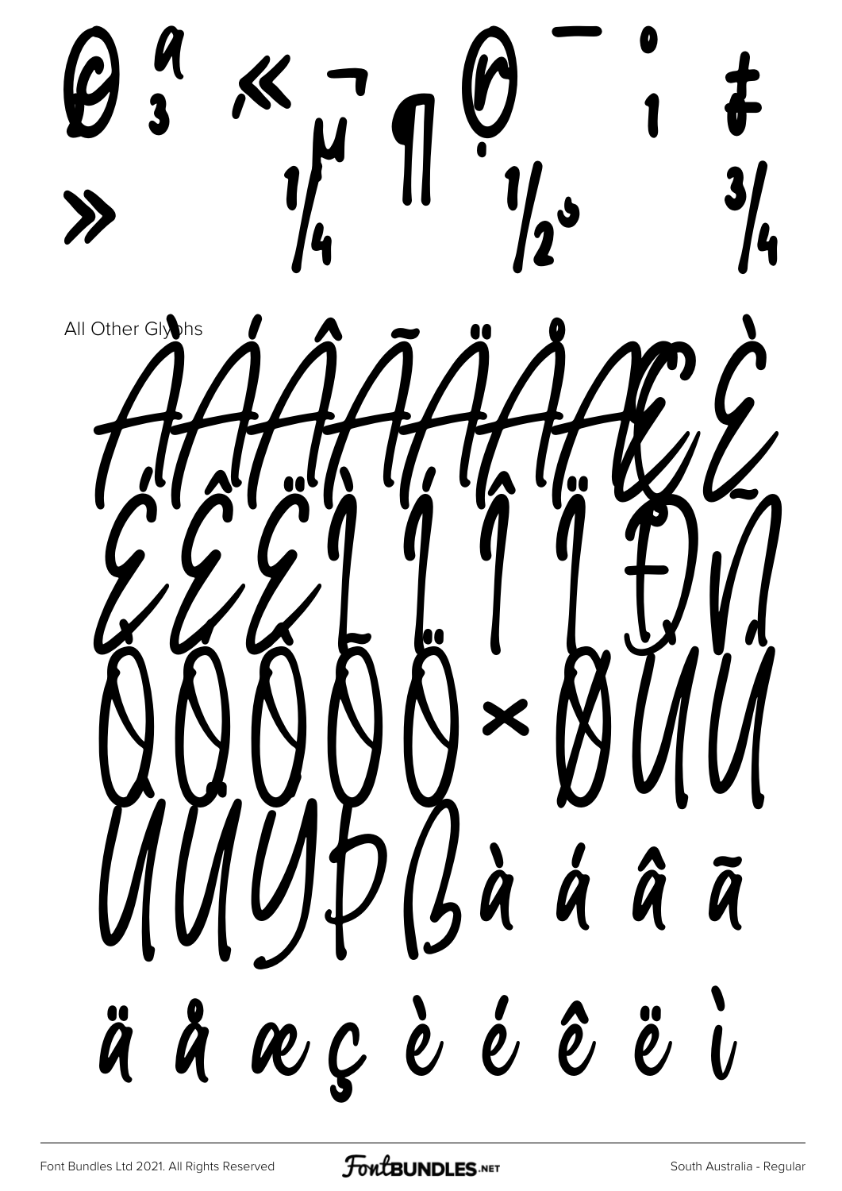© ª « ¬ ® ¯ ° ± ³ µ ¶ · ¹ » ¼ ½ ¾

All Other Glyphs

À Á Â Ã Ä Å Æ Ç È É Ê Ë Ì Í Î Ï Ð Ñ Ò Ó Ô Õ Ö × Ø Ù Ú Û Ü Ý Þ ß à á â ã ä å æ ç è é ê ë ì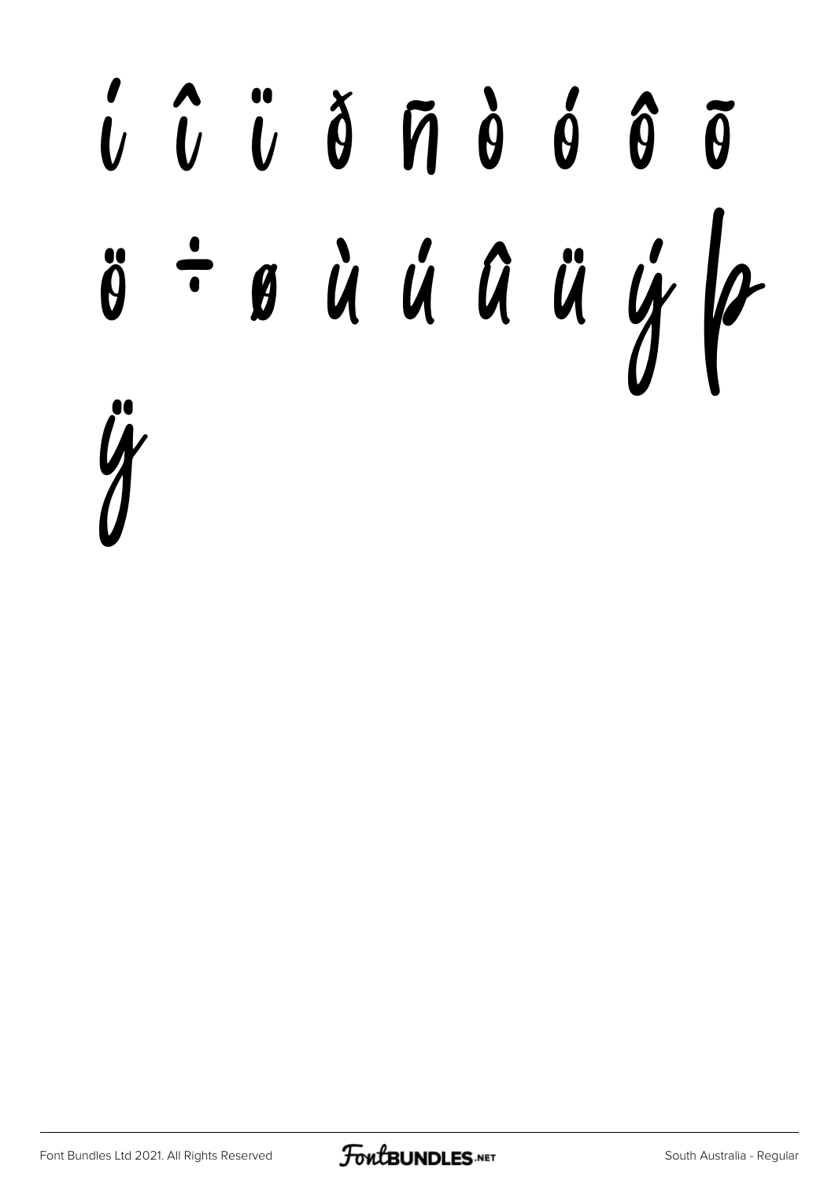í î ï ð ñ ò ó ô õ

ö ÷ ø ù ú û ü ý þ

ÿ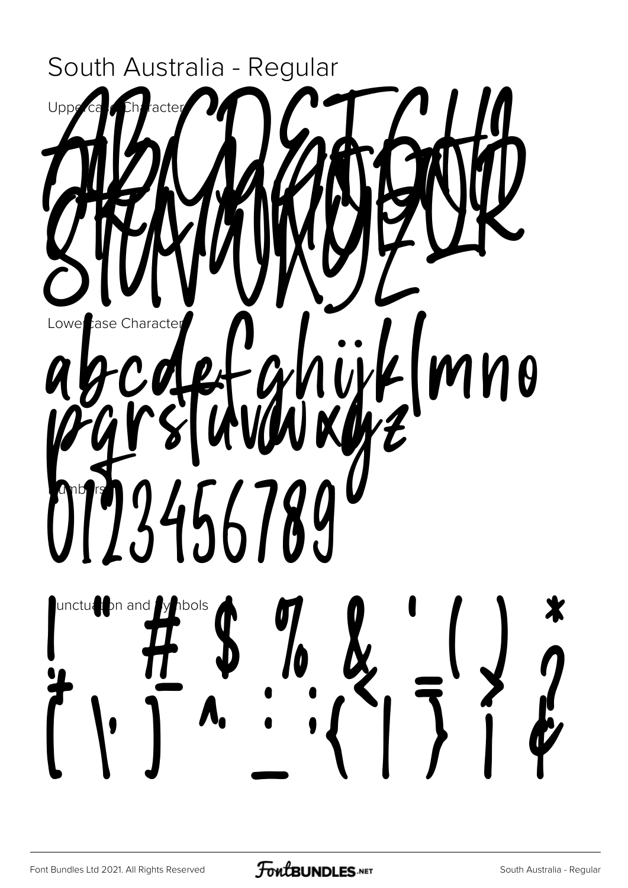# South Australia - Regular

Uppercase Characters

ABCDEFGHI
JKLMNOPQR
STUVWXYZ

Lowercase Characters

abcdefghijklmno
pqrstuvwxyz

Numbers

0123456789

Punctuation and Symbols

! " # $ % & ' ( ) *
+ , - . / : ; < = > ?
[ \ ] ^ _ { | } ¡ ¢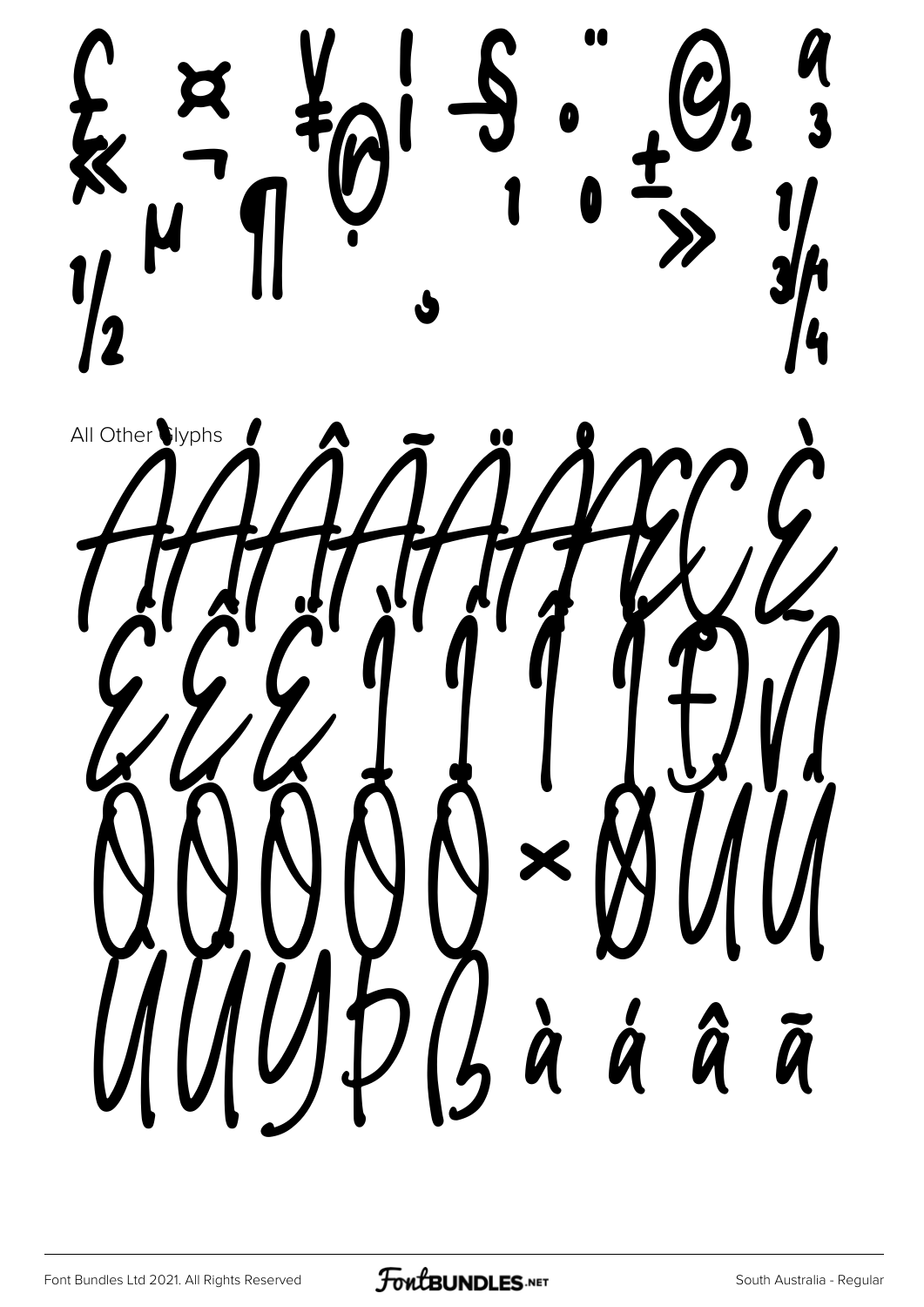£ ¤ ¥ ¦ § ¨ © ª « ¬ ® ¯ ° ± ² ³ ´ µ ¶ · ¸ ¹ º » ¼ ½ ¾

All Other Glyphs

À Á Â Ã Ä Å Æ Ç È É Ê Ë Ì Í Î Ï Ð Ñ Ò Ó Ô Õ Ö × Ø Ù Ú Û Ü Ý Þ ß à á â ã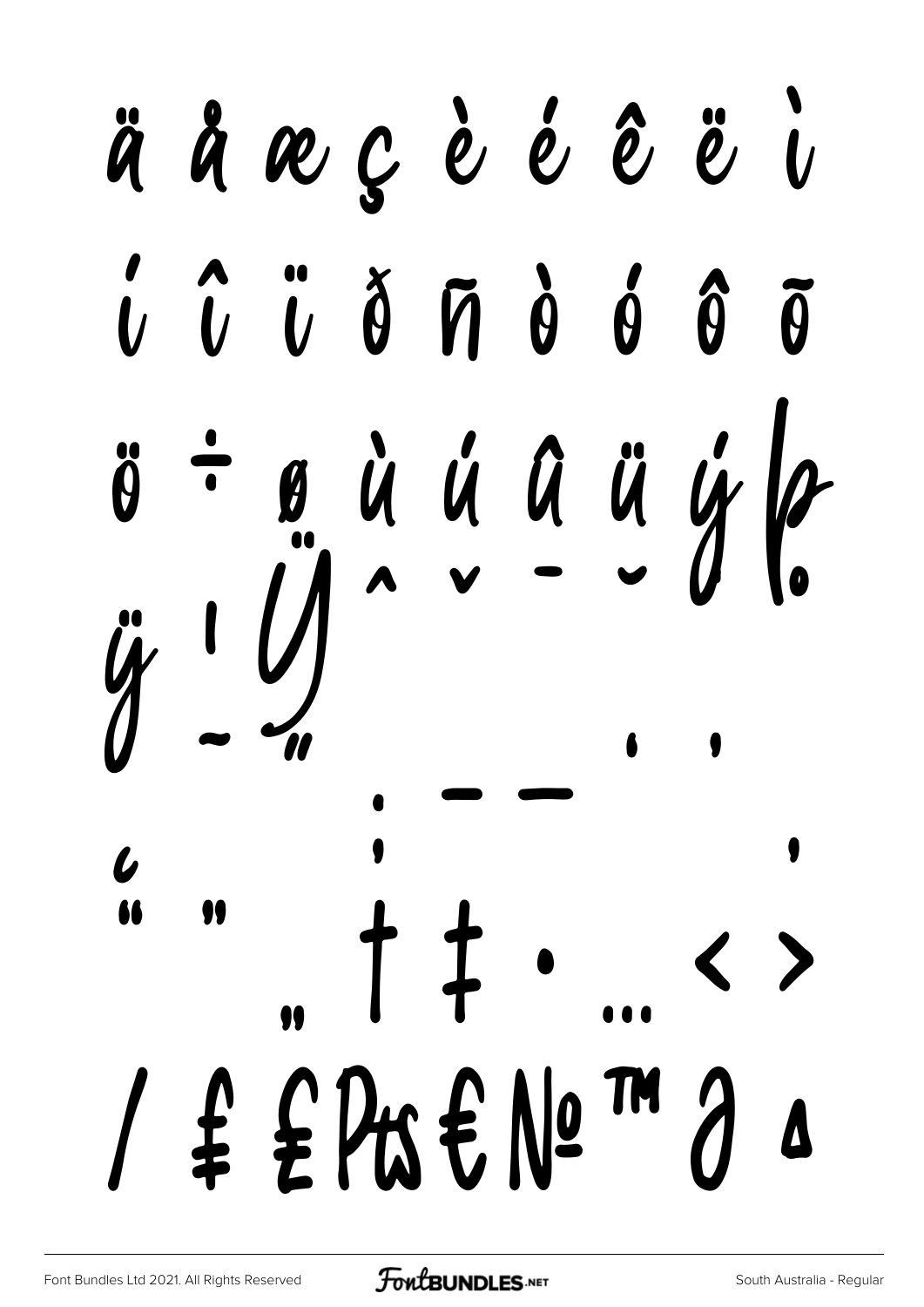ä å æ ç è é ê ë ì

í î ï ð ñ ò ó ô õ

ö ÷ ø ù ú û ü ý þ

ÿ ı Ÿ ˆ ˇ ¯ ˘ ˙ ˚

˛ ˜ ˝ – — ‘ ’

“ ” ‚ „ † ‡ • … ‹ ›

⁄ ₣ ₤ ₧ € № ™ ∂ ∆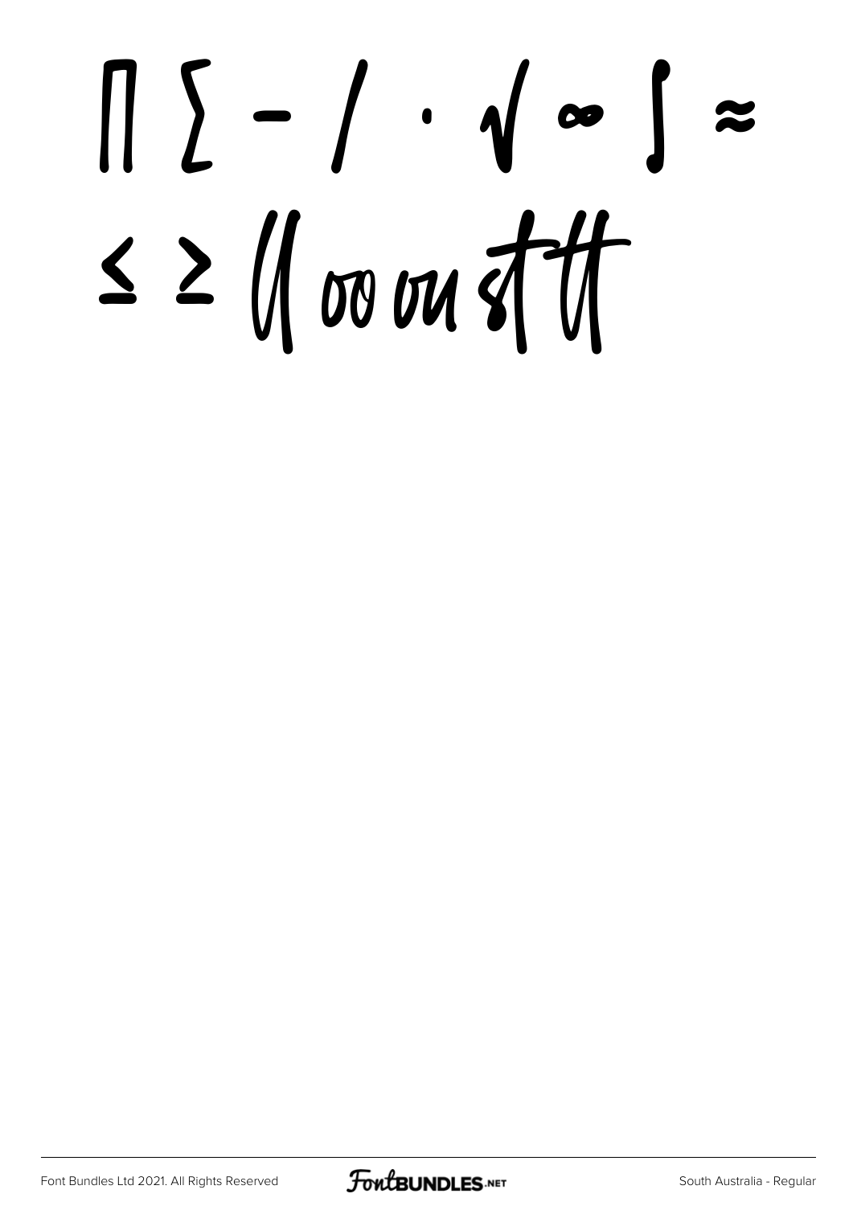∏ ∑ − ∕ · √ ∞ ∫ ≈

≤ ≥ ﬀ ﬁ ﬂ ﬃ ﬄ ﬅ ﬆ ﬀ